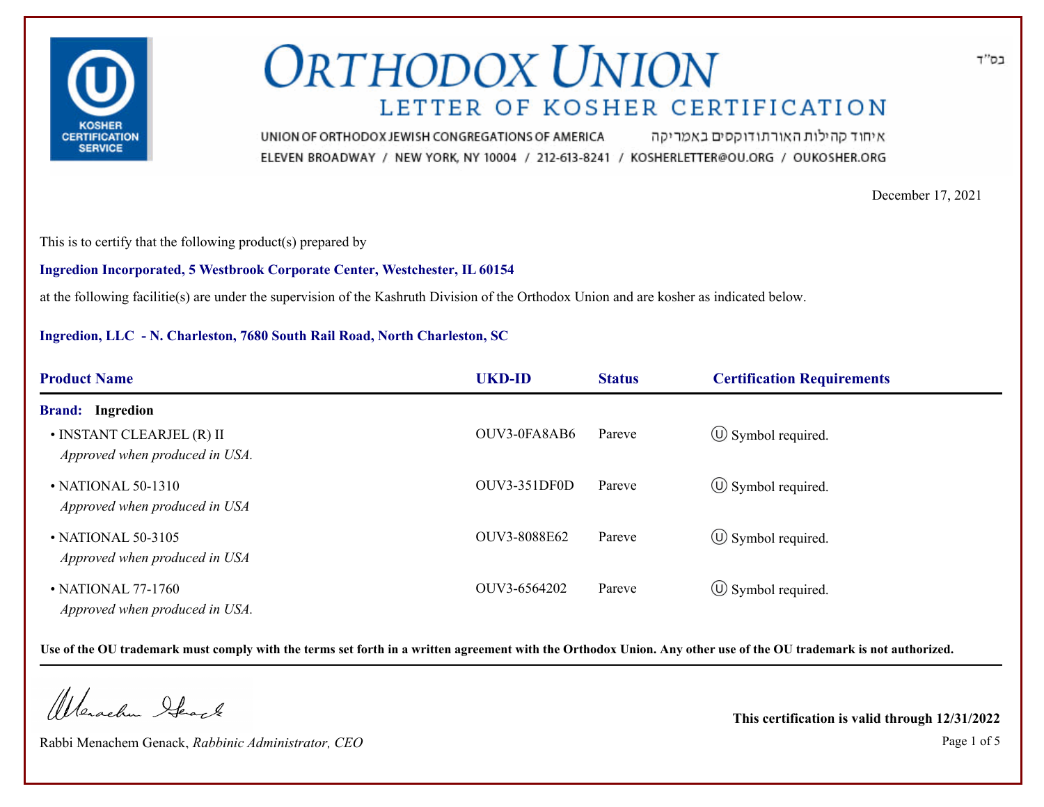בס"ד

# ORTHODOX UNION

## LETTER OF KOSHER CERTIFICATION

UNION OF ORTHODOX JEWISH CONGREGATIONS OF AMERICA איחוד קהילות האורתודוקסים באמריקה

ELEVEN BROADWAY / NEW YORK, NY 10004 / 212-613-8241 / KOSHERLETTER@OU.ORG / OUKOSHER.ORG

December 17, 2021

This is to certify that the following product(s) prepared by

**Ingredion Incorporated, 5 Westbrook Corporate Center, Westchester, IL 60154**

at the following facilitie(s) are under the supervision of the Kashruth Division of the Orthodox Union and are kosher as indicated below.

**Ingredion, LLC - N. Charleston, 7680 South Rail Road, North Charleston, SC**

| Product Name | UKD-ID | Status | Certification Requirements |
|---|---|---|---|
| **Brand: Ingredion** | | | |
| • INSTANT CLEARJEL (R) II *Approved when produced in USA.* | OUV3-0FA8AB6 | Pareve | Ⓤ Symbol required. |
| • NATIONAL 50-1310 *Approved when produced in USA* | OUV3-351DF0D | Pareve | Ⓤ Symbol required. |
| • NATIONAL 50-3105 *Approved when produced in USA* | OUV3-8088E62 | Pareve | Ⓤ Symbol required. |
| • NATIONAL 77-1760 *Approved when produced in USA.* | OUV3-6564202 | Pareve | Ⓤ Symbol required. |

**Use of the OU trademark must comply with the terms set forth in a written agreement with the Orthodox Union. Any other use of the OU trademark is not authorized.**

Rabbi Menachem Genack, *Rabbinic Administrator, CEO*

**This certification is valid through 12/31/2022**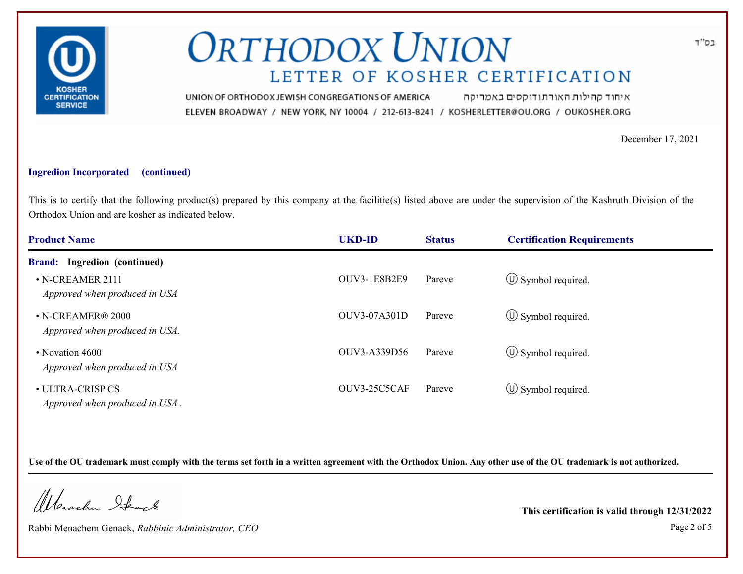בס"ד

# ORTHODOX UNION

## LETTER OF KOSHER CERTIFICATION

UNION OF ORTHODOX JEWISH CONGREGATIONS OF AMERICA איחוד קהילות האורתודוקסים באמריקה
ELEVEN BROADWAY / NEW YORK, NY 10004 / 212-613-8241 / KOSHERLETTER@OU.ORG / OUKOSHER.ORG

December 17, 2021

**Ingredion Incorporated (continued)**

This is to certify that the following product(s) prepared by this company at the facilitie(s) listed above are under the supervision of the Kashruth Division of the Orthodox Union and are kosher as indicated below.

| Product Name | UKD-ID | Status | Certification Requirements |
|---|---|---|---|
| **Brand: Ingredion (continued)** | | | |
| • N-CREAMER 2111 *Approved when produced in USA* | OUV3-1E8B2E9 | Pareve | Ⓤ Symbol required. |
| • N-CREAMER® 2000 *Approved when produced in USA.* | OUV3-07A301D | Pareve | Ⓤ Symbol required. |
| • Novation 4600 *Approved when produced in USA* | OUV3-A339D56 | Pareve | Ⓤ Symbol required. |
| • ULTRA-CRISP CS *Approved when produced in USA .* | OUV3-25C5CAF | Pareve | Ⓤ Symbol required. |

**Use of the OU trademark must comply with the terms set forth in a written agreement with the Orthodox Union. Any other use of the OU trademark is not authorized.**

Rabbi Menachem Genack, *Rabbinic Administrator, CEO*

**This certification is valid through 12/31/2022**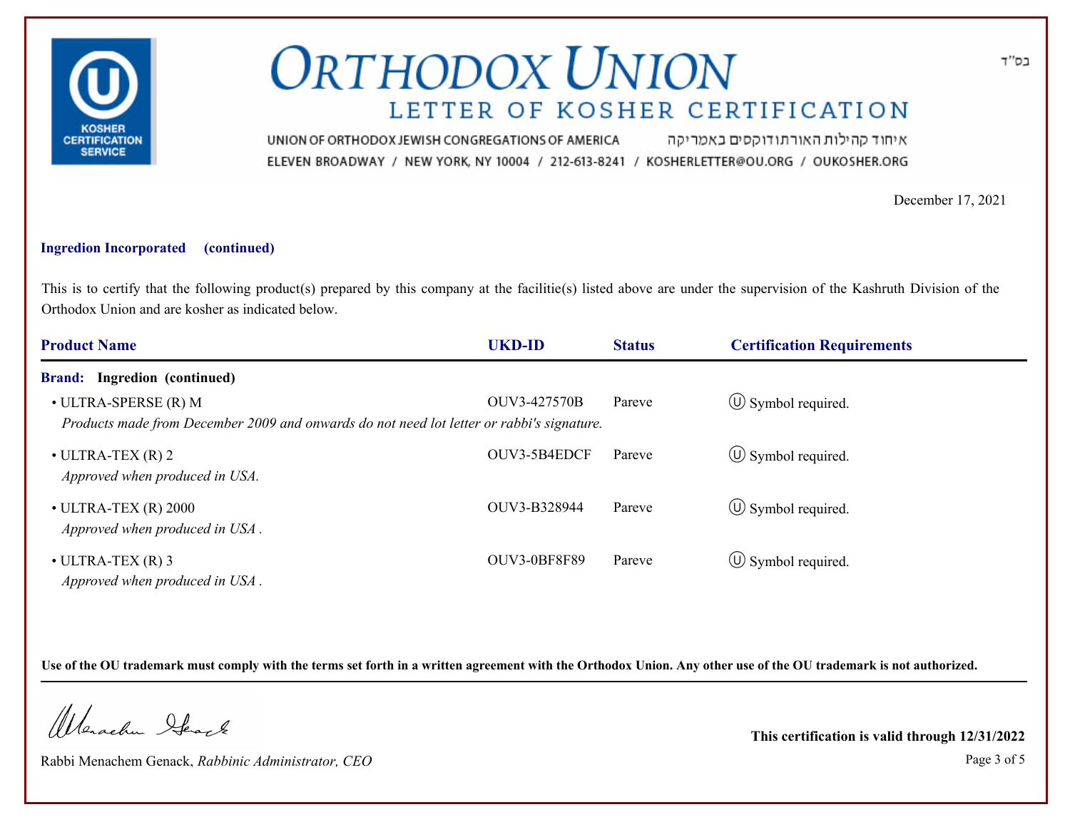# ORTHODOX UNION

## LETTER OF KOSHER CERTIFICATION

בס"ד

UNION OF ORTHODOX JEWISH CONGREGATIONS OF AMERICA איחוד קהילות האורתודוקסים באמריקה

ELEVEN BROADWAY / NEW YORK, NY 10004 / 212-613-8241 / KOSHERLETTER@OU.ORG / OUKOSHER.ORG

December 17, 2021

**Ingredion Incorporated (continued)**

This is to certify that the following product(s) prepared by this company at the facilitie(s) listed above are under the supervision of the Kashruth Division of the Orthodox Union and are kosher as indicated below.

| Product Name | UKD-ID | Status | Certification Requirements |
| --- | --- | --- | --- |
| **Brand: Ingredion (continued)** | | | |
| • ULTRA-SPERSE (R) M<br>*Products made from December 2009 and onwards do not need lot letter or rabbi's signature.* | OUV3-427570B | Pareve | Ⓤ Symbol required. |
| • ULTRA-TEX (R) 2<br>*Approved when produced in USA.* | OUV3-5B4EDCF | Pareve | Ⓤ Symbol required. |
| • ULTRA-TEX (R) 2000<br>*Approved when produced in USA .* | OUV3-B328944 | Pareve | Ⓤ Symbol required. |
| • ULTRA-TEX (R) 3<br>*Approved when produced in USA .* | OUV3-0BF8F89 | Pareve | Ⓤ Symbol required. |

**Use of the OU trademark must comply with the terms set forth in a written agreement with the Orthodox Union. Any other use of the OU trademark is not authorized.**

Rabbi Menachem Genack, *Rabbinic Administrator, CEO*

**This certification is valid through 12/31/2022**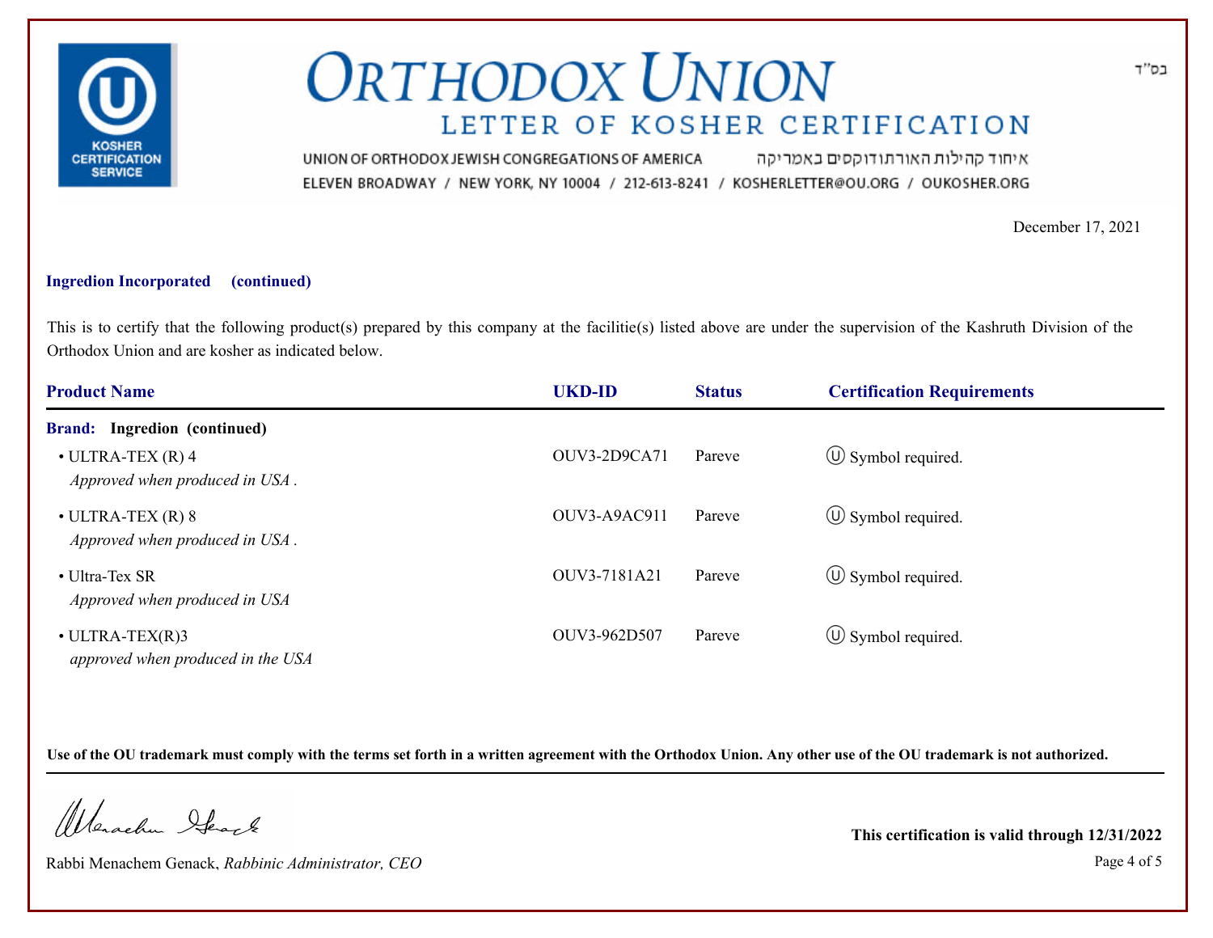בס"ד

# ORTHODOX UNION

## LETTER OF KOSHER CERTIFICATION

UNION OF ORTHODOX JEWISH CONGREGATIONS OF AMERICA איחוד קהילות האורתודוקסים באמריקה

ELEVEN BROADWAY / NEW YORK, NY 10004 / 212-613-8241 / KOSHERLETTER@OU.ORG / OUKOSHER.ORG

December 17, 2021

**Ingredion Incorporated (continued)**

This is to certify that the following product(s) prepared by this company at the facilitie(s) listed above are under the supervision of the Kashruth Division of the Orthodox Union and are kosher as indicated below.

| Product Name | UKD-ID | Status | Certification Requirements |
|---|---|---|---|
| **Brand: Ingredion (continued)** | | | |
| • ULTRA-TEX (R) 4<br>*Approved when produced in USA .* | OUV3-2D9CA71 | Pareve | Ⓤ Symbol required. |
| • ULTRA-TEX (R) 8<br>*Approved when produced in USA .* | OUV3-A9AC911 | Pareve | Ⓤ Symbol required. |
| • Ultra-Tex SR<br>*Approved when produced in USA* | OUV3-7181A21 | Pareve | Ⓤ Symbol required. |
| • ULTRA-TEX(R)3<br>*approved when produced in the USA* | OUV3-962D507 | Pareve | Ⓤ Symbol required. |

**Use of the OU trademark must comply with the terms set forth in a written agreement with the Orthodox Union. Any other use of the OU trademark is not authorized.**

Rabbi Menachem Genack, *Rabbinic Administrator, CEO*

**This certification is valid through 12/31/2022**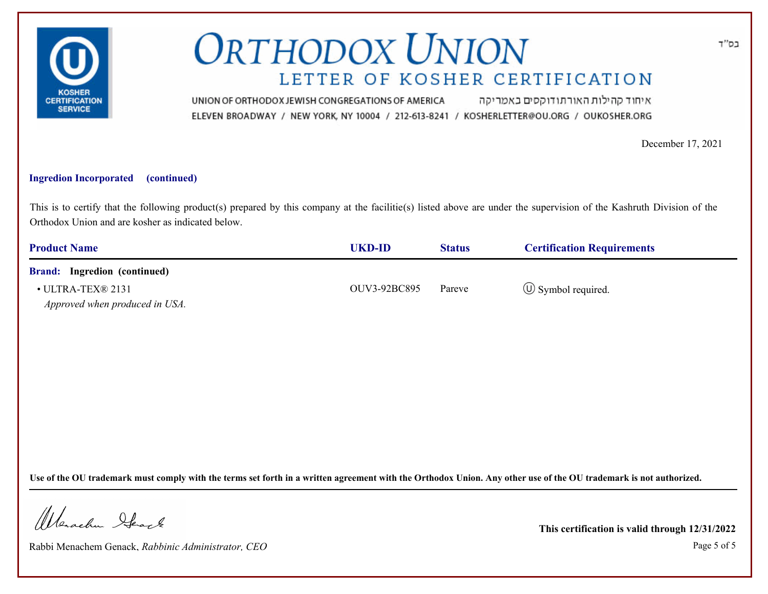# ORTHODOX UNION

## LETTER OF KOSHER CERTIFICATION

בס"ד

UNION OF ORTHODOX JEWISH CONGREGATIONS OF AMERICA איחוד קהילות האורתודוקסים באמריקה

ELEVEN BROADWAY / NEW YORK, NY 10004 / 212-613-8241 / KOSHERLETTER@OU.ORG / OUKOSHER.ORG

December 17, 2021

**Ingredion Incorporated (continued)**

This is to certify that the following product(s) prepared by this company at the facilitie(s) listed above are under the supervision of the Kashruth Division of the Orthodox Union and are kosher as indicated below.

| Product Name | UKD-ID | Status | Certification Requirements |
|---|---|---|---|
| **Brand: Ingredion (continued)** | | | |
| • ULTRA-TEX® 2131 *Approved when produced in USA.* | OUV3-92BC895 | Pareve | Ⓤ Symbol required. |

**Use of the OU trademark must comply with the terms set forth in a written agreement with the Orthodox Union. Any other use of the OU trademark is not authorized.**

Rabbi Menachem Genack, *Rabbinic Administrator, CEO*

**This certification is valid through 12/31/2022**